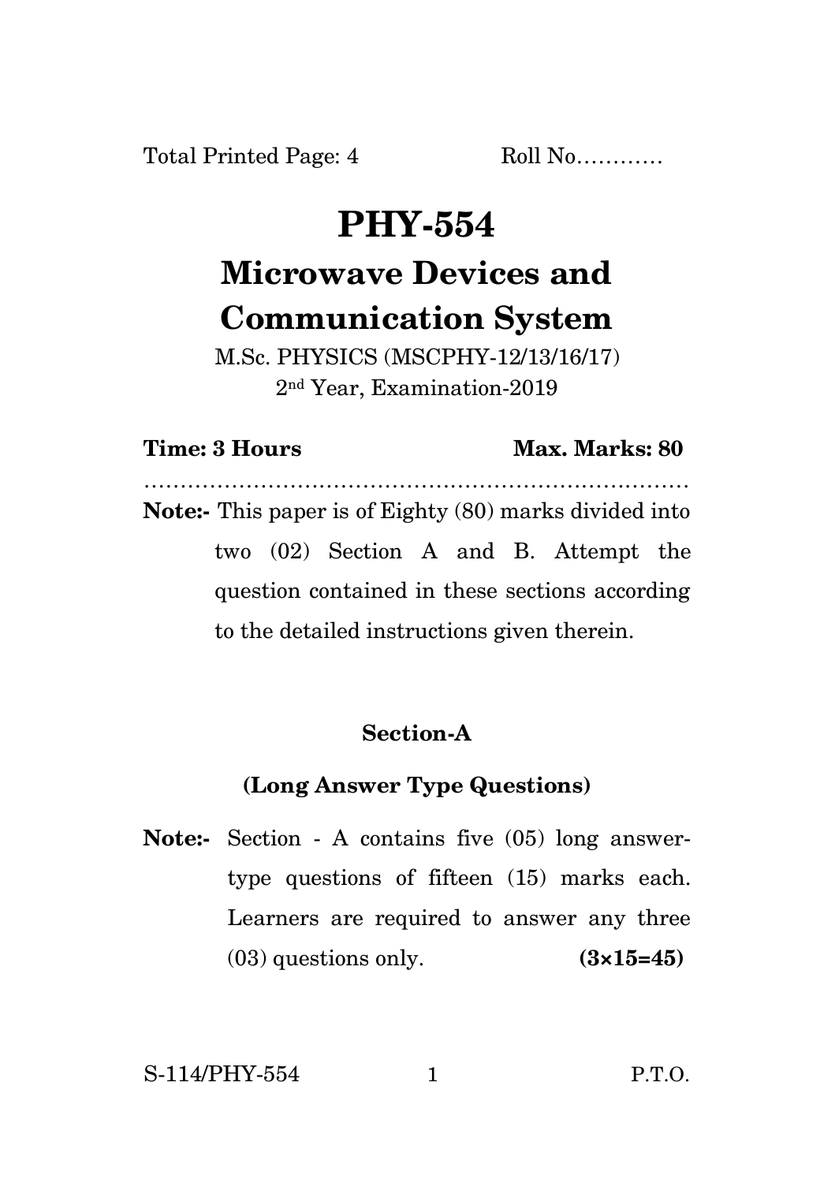Total Printed Page: 4 Roll No…………

# PHY-554

## Microwave Devices and Communication System

M.Sc. PHYSICS (MSCPHY-12/13/16/17)
2nd Year, Examination-2019

**Time: 3 Hours** **Max. Marks: 80**

…………………………………………………………………

**Note:-** This paper is of Eighty (80) marks divided into two (02) Section A and B. Attempt the question contained in these sections according to the detailed instructions given therein.

### Section-A

### (Long Answer Type Questions)

**Note:-** Section - A contains five (05) long answer-type questions of fifteen (15) marks each. Learners are required to answer any three (03) questions only. **(3×15=45)**

S-114/PHY-554 P.T.O.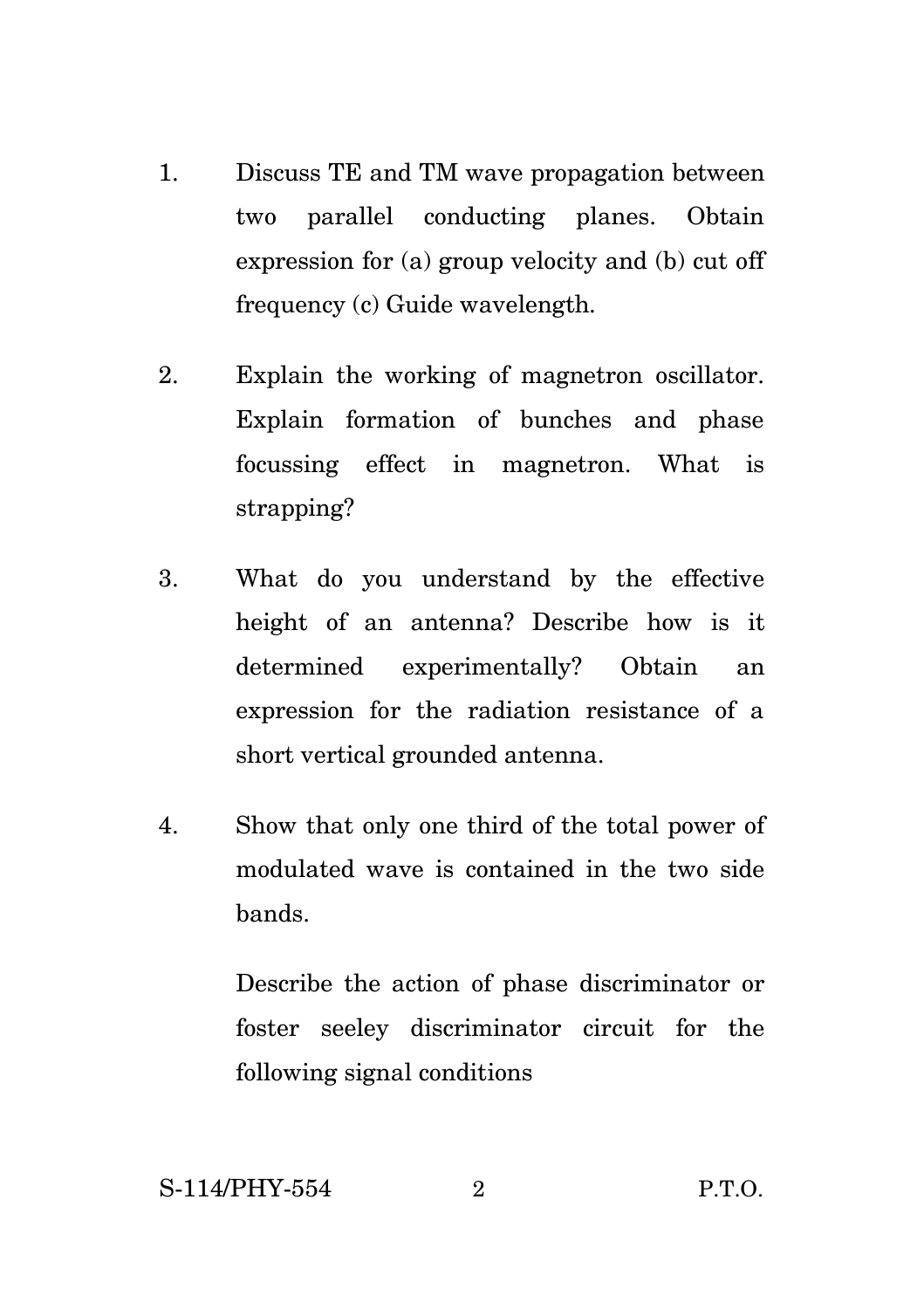1. Discuss TE and TM wave propagation between two parallel conducting planes. Obtain expression for (a) group velocity and (b) cut off frequency (c) Guide wavelength.

2. Explain the working of magnetron oscillator. Explain formation of bunches and phase focussing effect in magnetron. What is strapping?

3. What do you understand by the effective height of an antenna? Describe how is it determined experimentally? Obtain an expression for the radiation resistance of a short vertical grounded antenna.

4. Show that only one third of the total power of modulated wave is contained in the two side bands.

   Describe the action of phase discriminator or foster seeley discriminator circuit for the following signal conditions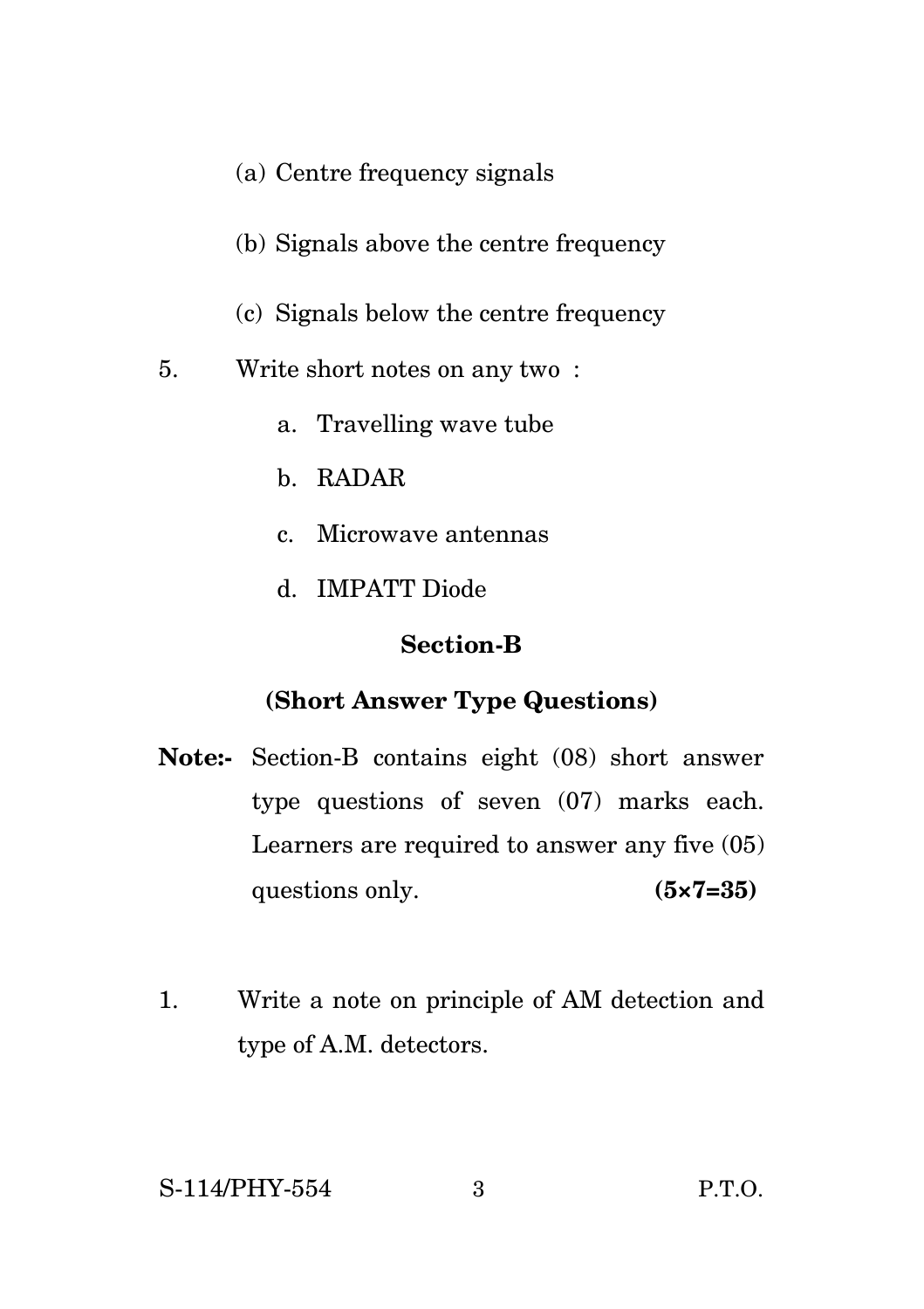(a) Centre frequency signals

(b) Signals above the centre frequency

(c) Signals below the centre frequency

5. Write short notes on any two :

   a. Travelling wave tube

   b. RADAR

   c. Microwave antennas

   d. IMPATT Diode

## Section-B

### (Short Answer Type Questions)

**Note:-** Section-B contains eight (08) short answer type questions of seven (07) marks each. Learners are required to answer any five (05) questions only. **(5×7=35)**

1. Write a note on principle of AM detection and type of A.M. detectors.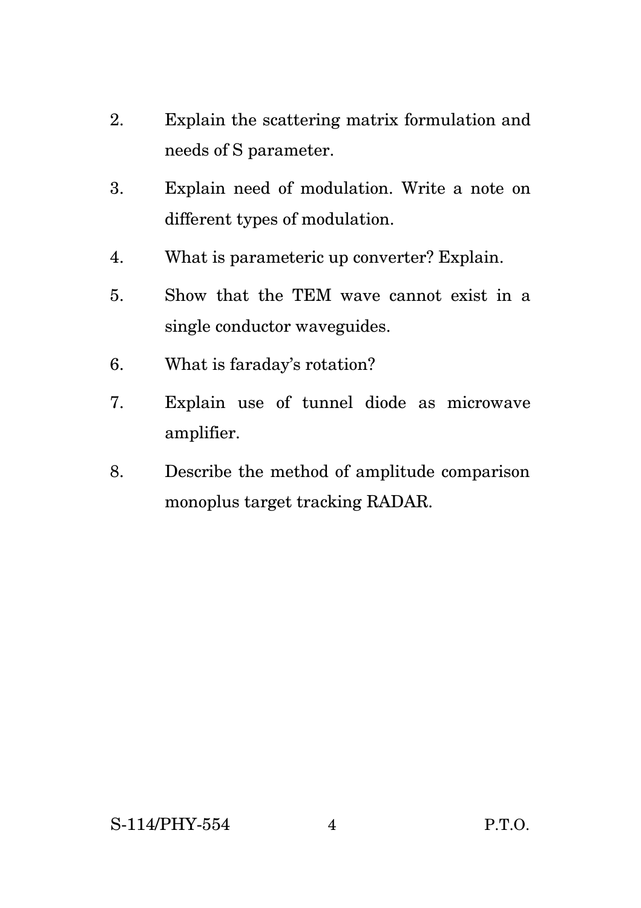2. Explain the scattering matrix formulation and needs of S parameter.
3. Explain need of modulation. Write a note on different types of modulation.
4. What is parameteric up converter? Explain.
5. Show that the TEM wave cannot exist in a single conductor waveguides.
6. What is faraday's rotation?
7. Explain use of tunnel diode as microwave amplifier.
8. Describe the method of amplitude comparison monoplus target tracking RADAR.